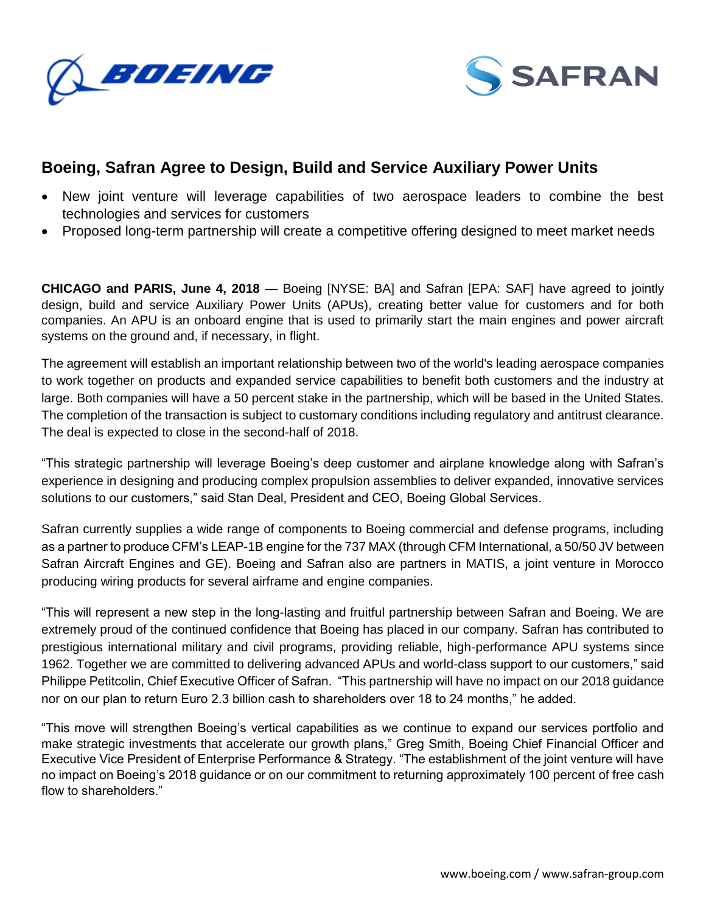# Boeing, Safran Agree to Design, Build and Service Auxiliary Power Units

- New joint venture will leverage capabilities of two aerospace leaders to combine the best technologies and services for customers
- Proposed long-term partnership will create a competitive offering designed to meet market needs

**CHICAGO and PARIS, June 4, 2018** — Boeing [NYSE: BA] and Safran [EPA: SAF] have agreed to jointly design, build and service Auxiliary Power Units (APUs), creating better value for customers and for both companies. An APU is an onboard engine that is used to primarily start the main engines and power aircraft systems on the ground and, if necessary, in flight.

The agreement will establish an important relationship between two of the world's leading aerospace companies to work together on products and expanded service capabilities to benefit both customers and the industry at large. Both companies will have a 50 percent stake in the partnership, which will be based in the United States. The completion of the transaction is subject to customary conditions including regulatory and antitrust clearance. The deal is expected to close in the second-half of 2018.

"This strategic partnership will leverage Boeing's deep customer and airplane knowledge along with Safran's experience in designing and producing complex propulsion assemblies to deliver expanded, innovative services solutions to our customers," said Stan Deal, President and CEO, Boeing Global Services.

Safran currently supplies a wide range of components to Boeing commercial and defense programs, including as a partner to produce CFM's LEAP-1B engine for the 737 MAX (through CFM International, a 50/50 JV between Safran Aircraft Engines and GE). Boeing and Safran also are partners in MATIS, a joint venture in Morocco producing wiring products for several airframe and engine companies.

"This will represent a new step in the long-lasting and fruitful partnership between Safran and Boeing. We are extremely proud of the continued confidence that Boeing has placed in our company. Safran has contributed to prestigious international military and civil programs, providing reliable, high-performance APU systems since 1962. Together we are committed to delivering advanced APUs and world-class support to our customers," said Philippe Petitcolin, Chief Executive Officer of Safran. "This partnership will have no impact on our 2018 guidance nor on our plan to return Euro 2.3 billion cash to shareholders over 18 to 24 months," he added.

"This move will strengthen Boeing's vertical capabilities as we continue to expand our services portfolio and make strategic investments that accelerate our growth plans," Greg Smith, Boeing Chief Financial Officer and Executive Vice President of Enterprise Performance & Strategy. "The establishment of the joint venture will have no impact on Boeing's 2018 guidance or on our commitment to returning approximately 100 percent of free cash flow to shareholders."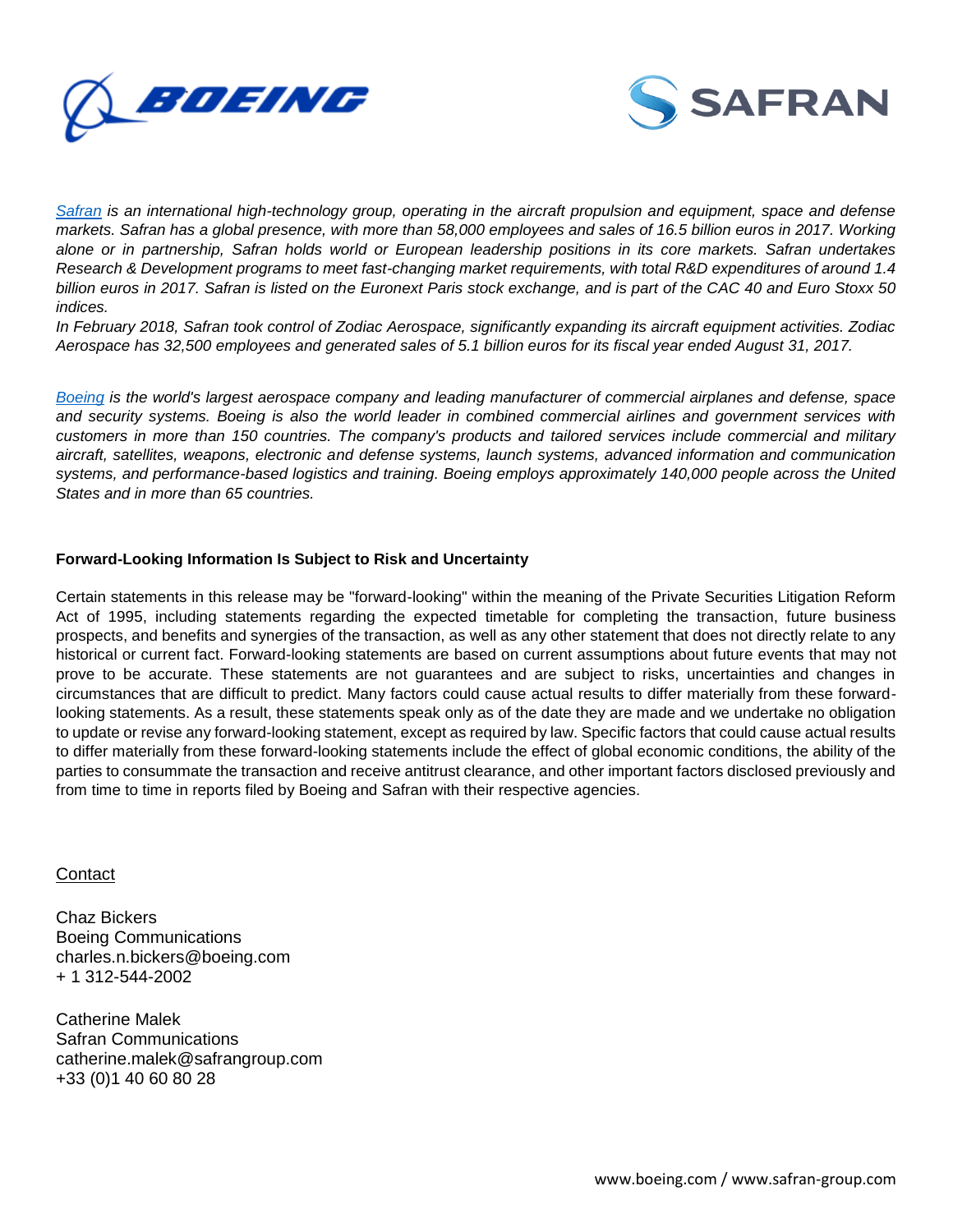*[Safran](#) is an international high-technology group, operating in the aircraft propulsion and equipment, space and defense markets. Safran has a global presence, with more than 58,000 employees and sales of 16.5 billion euros in 2017. Working alone or in partnership, Safran holds world or European leadership positions in its core markets. Safran undertakes Research & Development programs to meet fast-changing market requirements, with total R&D expenditures of around 1.4 billion euros in 2017. Safran is listed on the Euronext Paris stock exchange, and is part of the CAC 40 and Euro Stoxx 50 indices.*

*In February 2018, Safran took control of Zodiac Aerospace, significantly expanding its aircraft equipment activities. Zodiac Aerospace has 32,500 employees and generated sales of 5.1 billion euros for its fiscal year ended August 31, 2017.*

*[Boeing](#) is the world's largest aerospace company and leading manufacturer of commercial airplanes and defense, space and security systems. Boeing is also the world leader in combined commercial airlines and government services with customers in more than 150 countries. The company's products and tailored services include commercial and military aircraft, satellites, weapons, electronic and defense systems, launch systems, advanced information and communication systems, and performance-based logistics and training. Boeing employs approximately 140,000 people across the United States and in more than 65 countries.*

**Forward-Looking Information Is Subject to Risk and Uncertainty**

Certain statements in this release may be "forward-looking" within the meaning of the Private Securities Litigation Reform Act of 1995, including statements regarding the expected timetable for completing the transaction, future business prospects, and benefits and synergies of the transaction, as well as any other statement that does not directly relate to any historical or current fact. Forward-looking statements are based on current assumptions about future events that may not prove to be accurate. These statements are not guarantees and are subject to risks, uncertainties and changes in circumstances that are difficult to predict. Many factors could cause actual results to differ materially from these forward-looking statements. As a result, these statements speak only as of the date they are made and we undertake no obligation to update or revise any forward-looking statement, except as required by law. Specific factors that could cause actual results to differ materially from these forward-looking statements include the effect of global economic conditions, the ability of the parties to consummate the transaction and receive antitrust clearance, and other important factors disclosed previously and from time to time in reports filed by Boeing and Safran with their respective agencies.

Contact

Chaz Bickers
Boeing Communications
charles.n.bickers@boeing.com
+ 1 312-544-2002

Catherine Malek
Safran Communications
catherine.malek@safrangroup.com
+33 (0)1 40 60 80 28

www.boeing.com / www.safran-group.com